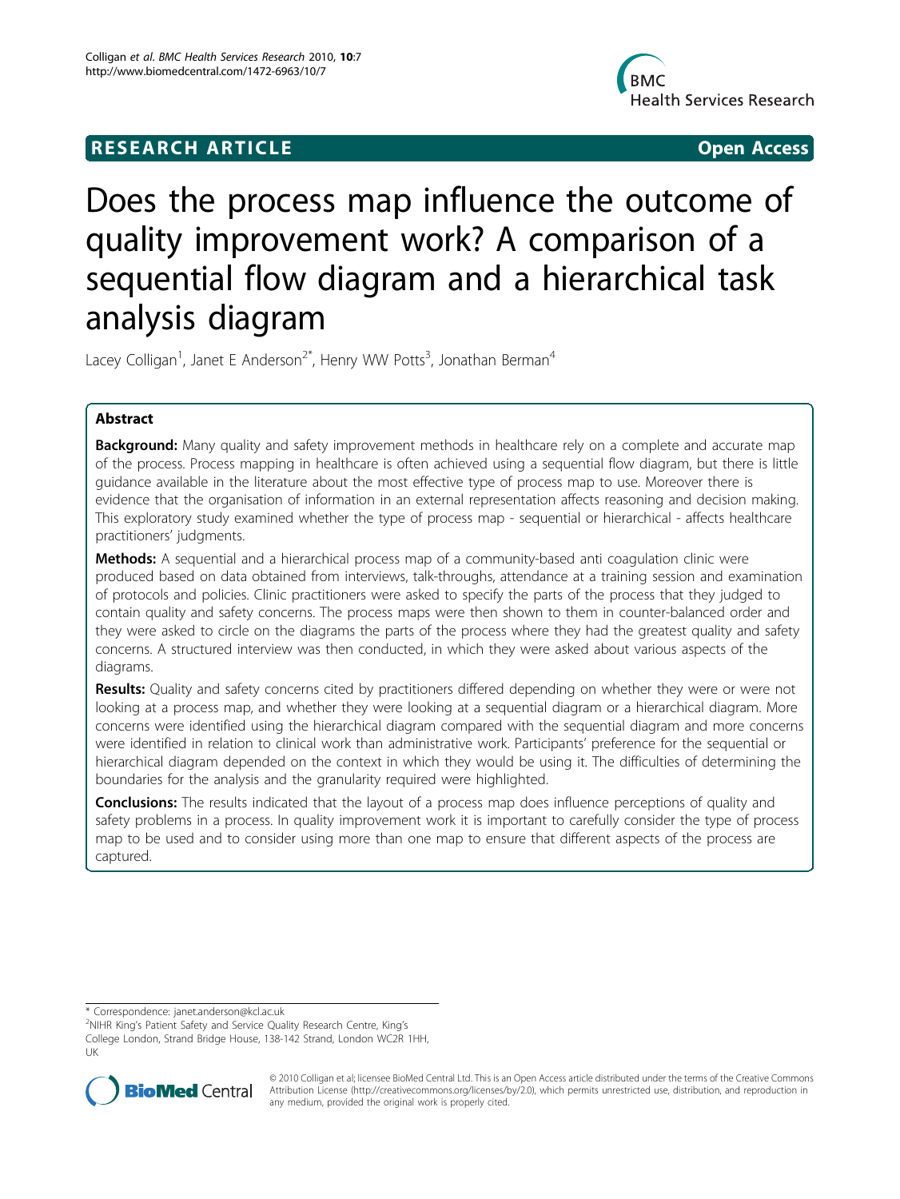RESEARCH ARTICLE Open Access

# Does the process map influence the outcome of quality improvement work? A comparison of a sequential flow diagram and a hierarchical task analysis diagram

Lacey Colligan[1], Janet E Anderson[2*], Henry WW Potts[3], Jonathan Berman[4]

## Abstract

**Background:** Many quality and safety improvement methods in healthcare rely on a complete and accurate map of the process. Process mapping in healthcare is often achieved using a sequential flow diagram, but there is little guidance available in the literature about the most effective type of process map to use. Moreover there is evidence that the organisation of information in an external representation affects reasoning and decision making. This exploratory study examined whether the type of process map - sequential or hierarchical - affects healthcare practitioners' judgments.

**Methods:** A sequential and a hierarchical process map of a community-based anti coagulation clinic were produced based on data obtained from interviews, talk-throughs, attendance at a training session and examination of protocols and policies. Clinic practitioners were asked to specify the parts of the process that they judged to contain quality and safety concerns. The process maps were then shown to them in counter-balanced order and they were asked to circle on the diagrams the parts of the process where they had the greatest quality and safety concerns. A structured interview was then conducted, in which they were asked about various aspects of the diagrams.

**Results:** Quality and safety concerns cited by practitioners differed depending on whether they were or were not looking at a process map, and whether they were looking at a sequential diagram or a hierarchical diagram. More concerns were identified using the hierarchical diagram compared with the sequential diagram and more concerns were identified in relation to clinical work than administrative work. Participants' preference for the sequential or hierarchical diagram depended on the context in which they would be using it. The difficulties of determining the boundaries for the analysis and the granularity required were highlighted.

**Conclusions:** The results indicated that the layout of a process map does influence perceptions of quality and safety problems in a process. In quality improvement work it is important to carefully consider the type of process map to be used and to consider using more than one map to ensure that different aspects of the process are captured.

* Correspondence: janet.anderson@kcl.ac.uk
[2]NIHR King's Patient Safety and Service Quality Research Centre, King's College London, Strand Bridge House, 138-142 Strand, London WC2R 1HH, UK

© 2010 Colligan et al; licensee BioMed Central Ltd. This is an Open Access article distributed under the terms of the Creative Commons Attribution License (http://creativecommons.org/licenses/by/2.0), which permits unrestricted use, distribution, and reproduction in any medium, provided the original work is properly cited.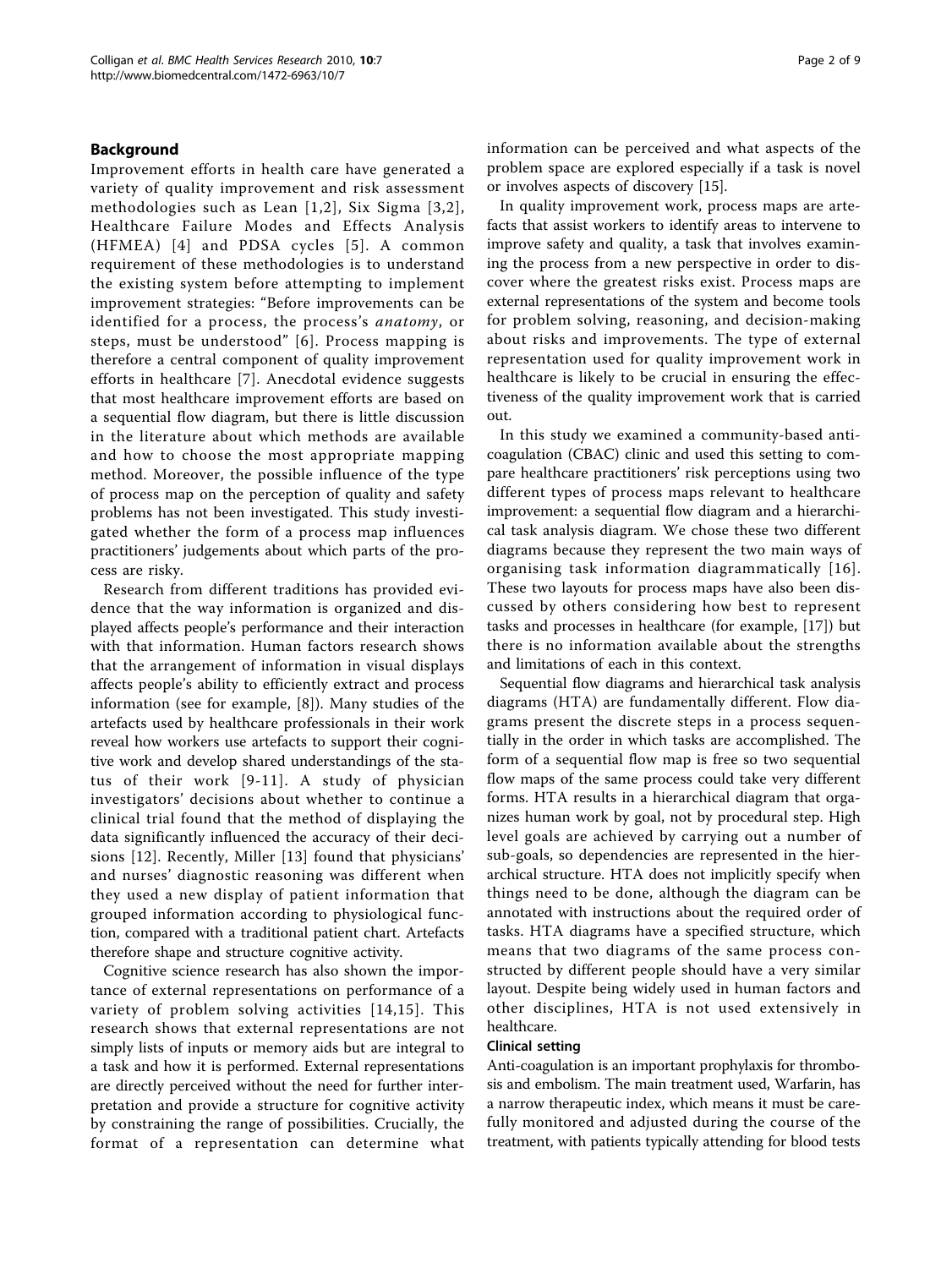## Background

Improvement efforts in health care have generated a variety of quality improvement and risk assessment methodologies such as Lean [1,2], Six Sigma [3,2], Healthcare Failure Modes and Effects Analysis (HFMEA) [4] and PDSA cycles [5]. A common requirement of these methodologies is to understand the existing system before attempting to implement improvement strategies: "Before improvements can be identified for a process, the process's *anatomy*, or steps, must be understood" [6]. Process mapping is therefore a central component of quality improvement efforts in healthcare [7]. Anecdotal evidence suggests that most healthcare improvement efforts are based on a sequential flow diagram, but there is little discussion in the literature about which methods are available and how to choose the most appropriate mapping method. Moreover, the possible influence of the type of process map on the perception of quality and safety problems has not been investigated. This study investigated whether the form of a process map influences practitioners' judgements about which parts of the process are risky.

Research from different traditions has provided evidence that the way information is organized and displayed affects people's performance and their interaction with that information. Human factors research shows that the arrangement of information in visual displays affects people's ability to efficiently extract and process information (see for example, [8]). Many studies of the artefacts used by healthcare professionals in their work reveal how workers use artefacts to support their cognitive work and develop shared understandings of the status of their work [9-11]. A study of physician investigators' decisions about whether to continue a clinical trial found that the method of displaying the data significantly influenced the accuracy of their decisions [12]. Recently, Miller [13] found that physicians' and nurses' diagnostic reasoning was different when they used a new display of patient information that grouped information according to physiological function, compared with a traditional patient chart. Artefacts therefore shape and structure cognitive activity.

Cognitive science research has also shown the importance of external representations on performance of a variety of problem solving activities [14,15]. This research shows that external representations are not simply lists of inputs or memory aids but are integral to a task and how it is performed. External representations are directly perceived without the need for further interpretation and provide a structure for cognitive activity by constraining the range of possibilities. Crucially, the format of a representation can determine what information can be perceived and what aspects of the problem space are explored especially if a task is novel or involves aspects of discovery [15].

In quality improvement work, process maps are artefacts that assist workers to identify areas to intervene to improve safety and quality, a task that involves examining the process from a new perspective in order to discover where the greatest risks exist. Process maps are external representations of the system and become tools for problem solving, reasoning, and decision-making about risks and improvements. The type of external representation used for quality improvement work in healthcare is likely to be crucial in ensuring the effectiveness of the quality improvement work that is carried out.

In this study we examined a community-based anti-coagulation (CBAC) clinic and used this setting to compare healthcare practitioners' risk perceptions using two different types of process maps relevant to healthcare improvement: a sequential flow diagram and a hierarchical task analysis diagram. We chose these two different diagrams because they represent the two main ways of organising task information diagrammatically [16]. These two layouts for process maps have also been discussed by others considering how best to represent tasks and processes in healthcare (for example, [17]) but there is no information available about the strengths and limitations of each in this context.

Sequential flow diagrams and hierarchical task analysis diagrams (HTA) are fundamentally different. Flow diagrams present the discrete steps in a process sequentially in the order in which tasks are accomplished. The form of a sequential flow map is free so two sequential flow maps of the same process could take very different forms. HTA results in a hierarchical diagram that organizes human work by goal, not by procedural step. High level goals are achieved by carrying out a number of sub-goals, so dependencies are represented in the hierarchical structure. HTA does not implicitly specify when things need to be done, although the diagram can be annotated with instructions about the required order of tasks. HTA diagrams have a specified structure, which means that two diagrams of the same process constructed by different people should have a very similar layout. Despite being widely used in human factors and other disciplines, HTA is not used extensively in healthcare.

### Clinical setting

Anti-coagulation is an important prophylaxis for thrombosis and embolism. The main treatment used, Warfarin, has a narrow therapeutic index, which means it must be carefully monitored and adjusted during the course of the treatment, with patients typically attending for blood tests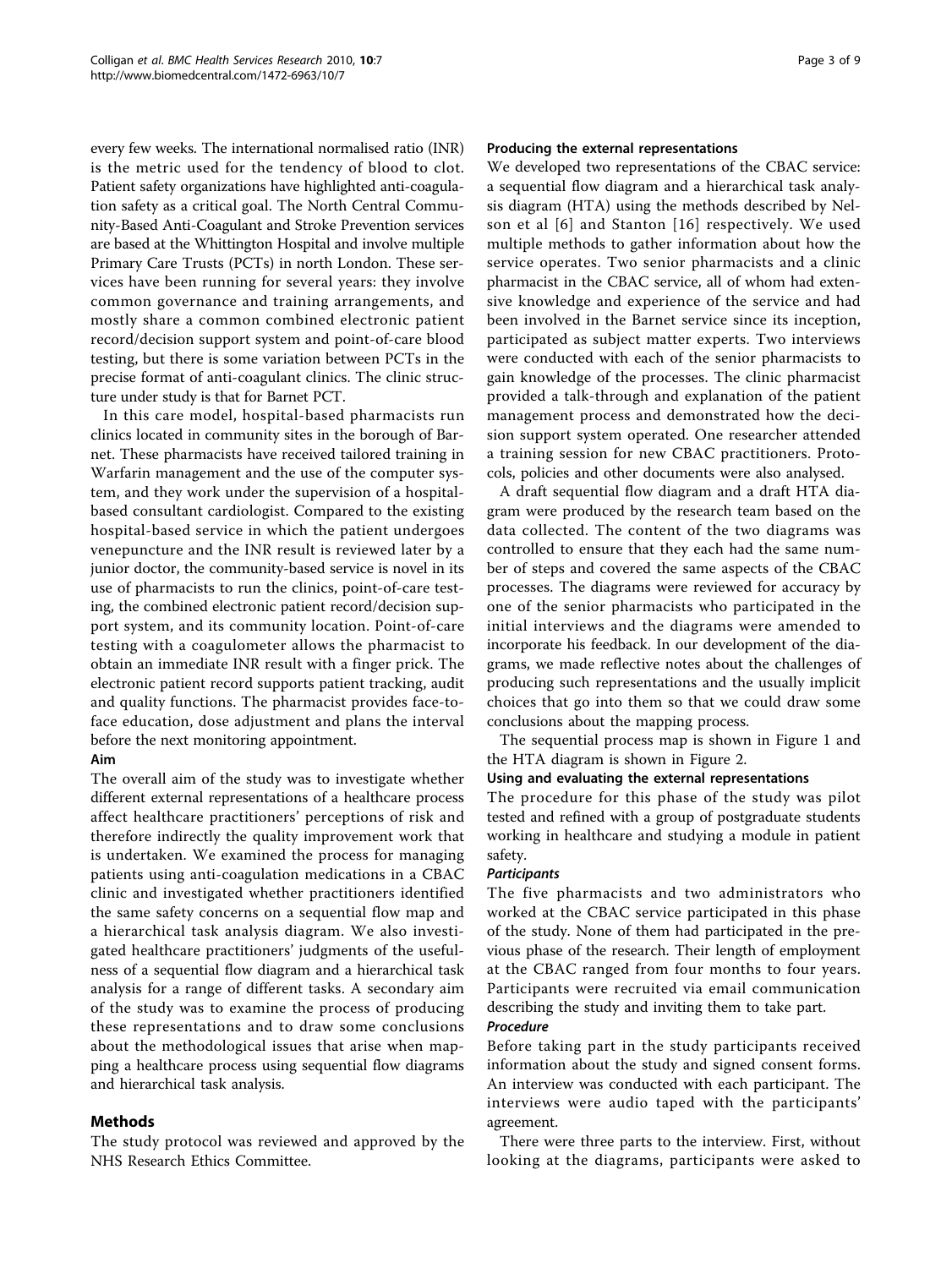every few weeks. The international normalised ratio (INR) is the metric used for the tendency of blood to clot. Patient safety organizations have highlighted anti-coagulation safety as a critical goal. The North Central Community-Based Anti-Coagulant and Stroke Prevention services are based at the Whittington Hospital and involve multiple Primary Care Trusts (PCTs) in north London. These services have been running for several years: they involve common governance and training arrangements, and mostly share a common combined electronic patient record/decision support system and point-of-care blood testing, but there is some variation between PCTs in the precise format of anti-coagulant clinics. The clinic structure under study is that for Barnet PCT.

In this care model, hospital-based pharmacists run clinics located in community sites in the borough of Barnet. These pharmacists have received tailored training in Warfarin management and the use of the computer system, and they work under the supervision of a hospital-based consultant cardiologist. Compared to the existing hospital-based service in which the patient undergoes venepuncture and the INR result is reviewed later by a junior doctor, the community-based service is novel in its use of pharmacists to run the clinics, point-of-care testing, the combined electronic patient record/decision support system, and its community location. Point-of-care testing with a coagulometer allows the pharmacist to obtain an immediate INR result with a finger prick. The electronic patient record supports patient tracking, audit and quality functions. The pharmacist provides face-to-face education, dose adjustment and plans the interval before the next monitoring appointment.

### Aim

The overall aim of the study was to investigate whether different external representations of a healthcare process affect healthcare practitioners' perceptions of risk and therefore indirectly the quality improvement work that is undertaken. We examined the process for managing patients using anti-coagulation medications in a CBAC clinic and investigated whether practitioners identified the same safety concerns on a sequential flow map and a hierarchical task analysis diagram. We also investigated healthcare practitioners' judgments of the usefulness of a sequential flow diagram and a hierarchical task analysis for a range of different tasks. A secondary aim of the study was to examine the process of producing these representations and to draw some conclusions about the methodological issues that arise when mapping a healthcare process using sequential flow diagrams and hierarchical task analysis.

## Methods

The study protocol was reviewed and approved by the NHS Research Ethics Committee.

### Producing the external representations

We developed two representations of the CBAC service: a sequential flow diagram and a hierarchical task analysis diagram (HTA) using the methods described by Nelson et al [6] and Stanton [16] respectively. We used multiple methods to gather information about how the service operates. Two senior pharmacists and a clinic pharmacist in the CBAC service, all of whom had extensive knowledge and experience of the service and had been involved in the Barnet service since its inception, participated as subject matter experts. Two interviews were conducted with each of the senior pharmacists to gain knowledge of the processes. The clinic pharmacist provided a talk-through and explanation of the patient management process and demonstrated how the decision support system operated. One researcher attended a training session for new CBAC practitioners. Protocols, policies and other documents were also analysed.

A draft sequential flow diagram and a draft HTA diagram were produced by the research team based on the data collected. The content of the two diagrams was controlled to ensure that they each had the same number of steps and covered the same aspects of the CBAC processes. The diagrams were reviewed for accuracy by one of the senior pharmacists who participated in the initial interviews and the diagrams were amended to incorporate his feedback. In our development of the diagrams, we made reflective notes about the challenges of producing such representations and the usually implicit choices that go into them so that we could draw some conclusions about the mapping process.

The sequential process map is shown in Figure 1 and the HTA diagram is shown in Figure 2.

### Using and evaluating the external representations

The procedure for this phase of the study was pilot tested and refined with a group of postgraduate students working in healthcare and studying a module in patient safety.

#### *Participants*

The five pharmacists and two administrators who worked at the CBAC service participated in this phase of the study. None of them had participated in the previous phase of the research. Their length of employment at the CBAC ranged from four months to four years. Participants were recruited via email communication describing the study and inviting them to take part.

#### *Procedure*

Before taking part in the study participants received information about the study and signed consent forms. An interview was conducted with each participant. The interviews were audio taped with the participants' agreement.

There were three parts to the interview. First, without looking at the diagrams, participants were asked to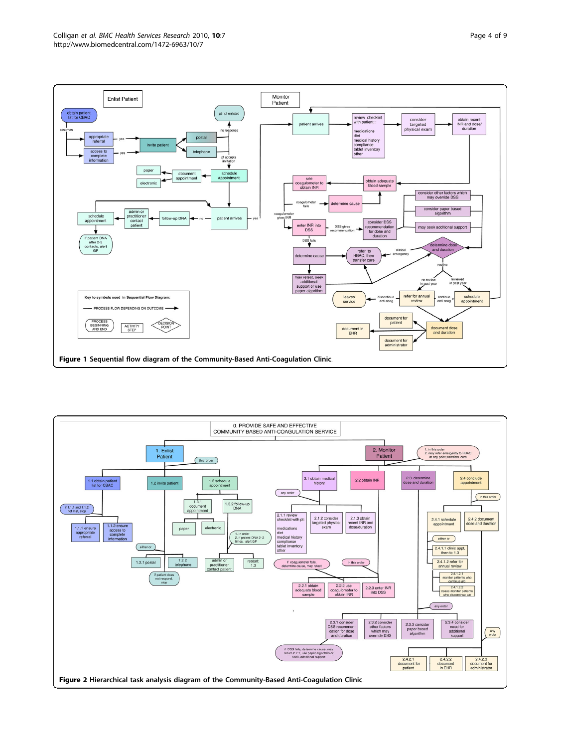**Figure 1 Sequential flow diagram of the Community-Based Anti-Coagulation Clinic.**

**Figure 2 Hierarchical task analysis diagram of the Community-Based Anti-Coagulation Clinic.**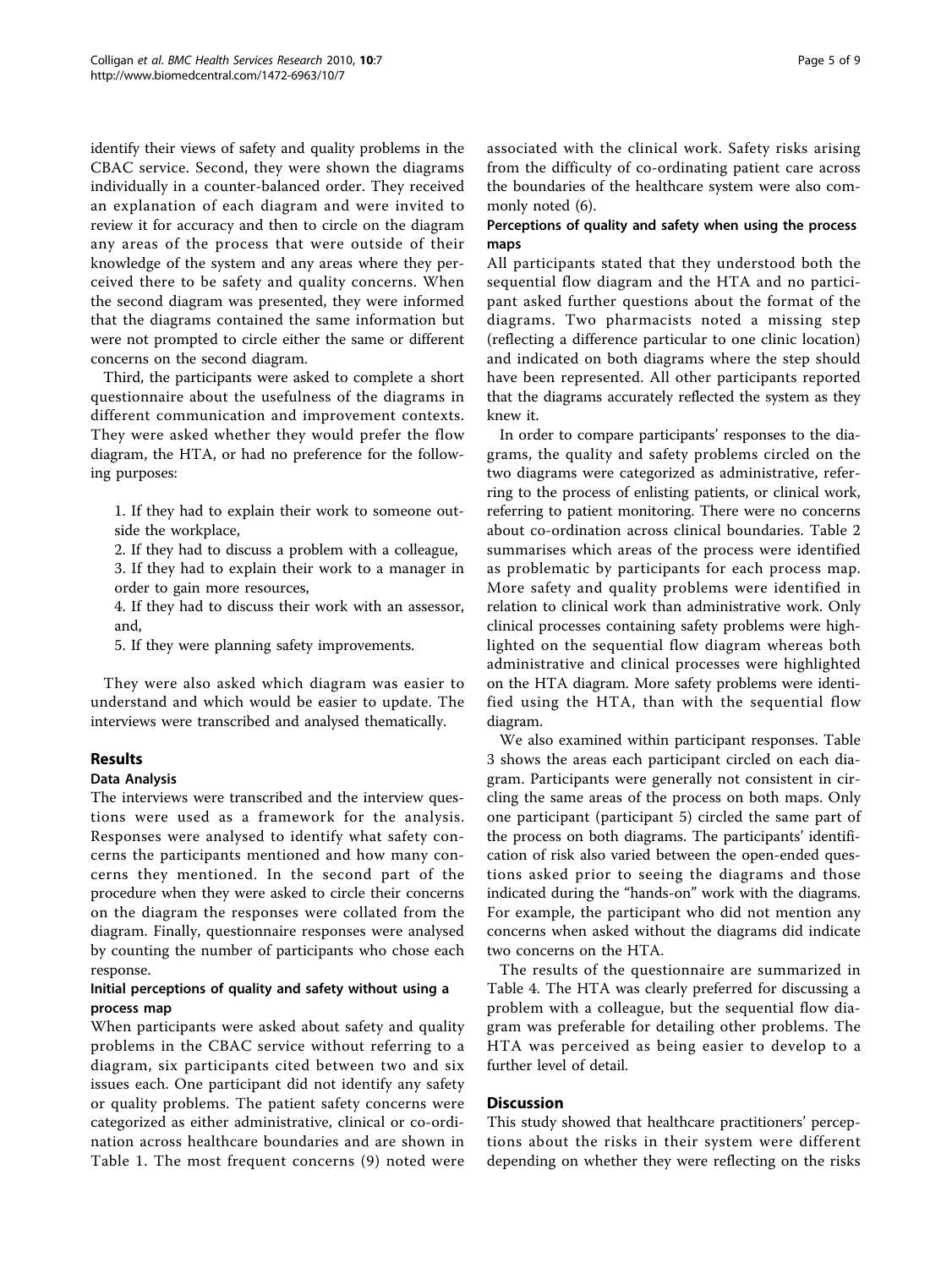identify their views of safety and quality problems in the CBAC service. Second, they were shown the diagrams individually in a counter-balanced order. They received an explanation of each diagram and were invited to review it for accuracy and then to circle on the diagram any areas of the process that were outside of their knowledge of the system and any areas where they perceived there to be safety and quality concerns. When the second diagram was presented, they were informed that the diagrams contained the same information but were not prompted to circle either the same or different concerns on the second diagram.

Third, the participants were asked to complete a short questionnaire about the usefulness of the diagrams in different communication and improvement contexts. They were asked whether they would prefer the flow diagram, the HTA, or had no preference for the following purposes:

1. If they had to explain their work to someone outside the workplace,
2. If they had to discuss a problem with a colleague,
3. If they had to explain their work to a manager in order to gain more resources,
4. If they had to discuss their work with an assessor, and,
5. If they were planning safety improvements.

They were also asked which diagram was easier to understand and which would be easier to update. The interviews were transcribed and analysed thematically.

## Results

### Data Analysis

The interviews were transcribed and the interview questions were used as a framework for the analysis. Responses were analysed to identify what safety concerns the participants mentioned and how many concerns they mentioned. In the second part of the procedure when they were asked to circle their concerns on the diagram the responses were collated from the diagram. Finally, questionnaire responses were analysed by counting the number of participants who chose each response.

### Initial perceptions of quality and safety without using a process map

When participants were asked about safety and quality problems in the CBAC service without referring to a diagram, six participants cited between two and six issues each. One participant did not identify any safety or quality problems. The patient safety concerns were categorized as either administrative, clinical or co-ordination across healthcare boundaries and are shown in Table 1. The most frequent concerns (9) noted were associated with the clinical work. Safety risks arising from the difficulty of co-ordinating patient care across the boundaries of the healthcare system were also commonly noted (6).

### Perceptions of quality and safety when using the process maps

All participants stated that they understood both the sequential flow diagram and the HTA and no participant asked further questions about the format of the diagrams. Two pharmacists noted a missing step (reflecting a difference particular to one clinic location) and indicated on both diagrams where the step should have been represented. All other participants reported that the diagrams accurately reflected the system as they knew it.

In order to compare participants' responses to the diagrams, the quality and safety problems circled on the two diagrams were categorized as administrative, referring to the process of enlisting patients, or clinical work, referring to patient monitoring. There were no concerns about co-ordination across clinical boundaries. Table 2 summarises which areas of the process were identified as problematic by participants for each process map. More safety and quality problems were identified in relation to clinical work than administrative work. Only clinical processes containing safety problems were highlighted on the sequential flow diagram whereas both administrative and clinical processes were highlighted on the HTA diagram. More safety problems were identified using the HTA, than with the sequential flow diagram.

We also examined within participant responses. Table 3 shows the areas each participant circled on each diagram. Participants were generally not consistent in circling the same areas of the process on both maps. Only one participant (participant 5) circled the same part of the process on both diagrams. The participants' identification of risk also varied between the open-ended questions asked prior to seeing the diagrams and those indicated during the "hands-on" work with the diagrams. For example, the participant who did not mention any concerns when asked without the diagrams did indicate two concerns on the HTA.

The results of the questionnaire are summarized in Table 4. The HTA was clearly preferred for discussing a problem with a colleague, but the sequential flow diagram was preferable for detailing other problems. The HTA was perceived as being easier to develop to a further level of detail.

## Discussion

This study showed that healthcare practitioners' perceptions about the risks in their system were different depending on whether they were reflecting on the risks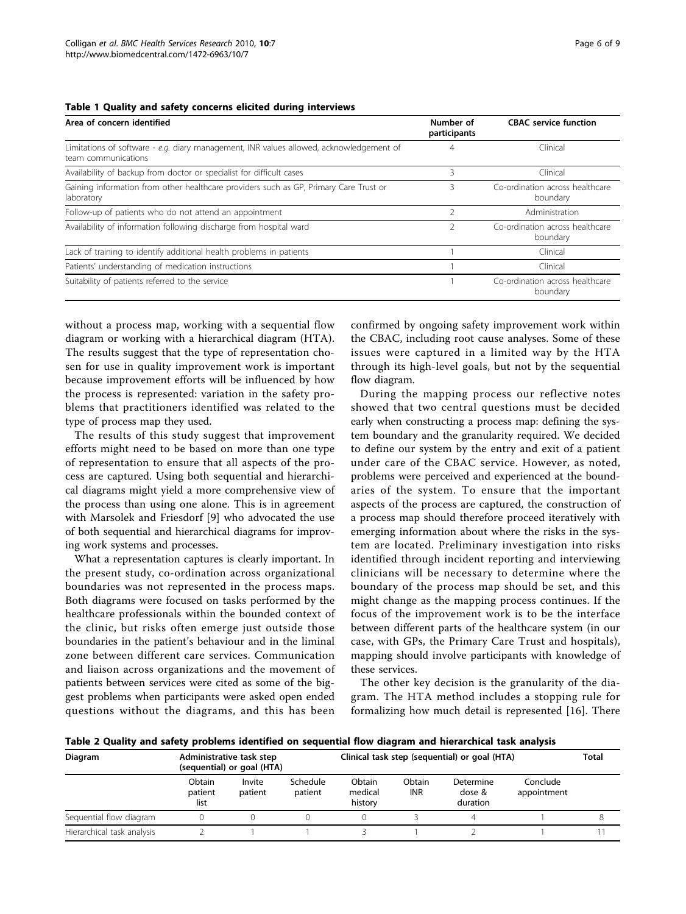**Table 1 Quality and safety concerns elicited during interviews**

| Area of concern identified | Number of participants | CBAC service function |
| --- | --- | --- |
| Limitations of software - *e.g.* diary management, INR values allowed, acknowledgement of team communications | 4 | Clinical |
| Availability of backup from doctor or specialist for difficult cases | 3 | Clinical |
| Gaining information from other healthcare providers such as GP, Primary Care Trust or laboratory | 3 | Co-ordination across healthcare boundary |
| Follow-up of patients who do not attend an appointment | 2 | Administration |
| Availability of information following discharge from hospital ward | 2 | Co-ordination across healthcare boundary |
| Lack of training to identify additional health problems in patients | 1 | Clinical |
| Patients' understanding of medication instructions | 1 | Clinical |
| Suitability of patients referred to the service | 1 | Co-ordination across healthcare boundary |

without a process map, working with a sequential flow diagram or working with a hierarchical diagram (HTA). The results suggest that the type of representation chosen for use in quality improvement work is important because improvement efforts will be influenced by how the process is represented: variation in the safety problems that practitioners identified was related to the type of process map they used.

The results of this study suggest that improvement efforts might need to be based on more than one type of representation to ensure that all aspects of the process are captured. Using both sequential and hierarchical diagrams might yield a more comprehensive view of the process than using one alone. This is in agreement with Marsolek and Friesdorf [9] who advocated the use of both sequential and hierarchical diagrams for improving work systems and processes.

What a representation captures is clearly important. In the present study, co-ordination across organizational boundaries was not represented in the process maps. Both diagrams were focused on tasks performed by the healthcare professionals within the bounded context of the clinic, but risks often emerge just outside those boundaries in the patient's behaviour and in the liminal zone between different care services. Communication and liaison across organizations and the movement of patients between services were cited as some of the biggest problems when participants were asked open ended questions without the diagrams, and this has been confirmed by ongoing safety improvement work within the CBAC, including root cause analyses. Some of these issues were captured in a limited way by the HTA through its high-level goals, but not by the sequential flow diagram.

During the mapping process our reflective notes showed that two central questions must be decided early when constructing a process map: defining the system boundary and the granularity required. We decided to define our system by the entry and exit of a patient under care of the CBAC service. However, as noted, problems were perceived and experienced at the boundaries of the system. To ensure that the important aspects of the process are captured, the construction of a process map should therefore proceed iteratively with emerging information about where the risks in the system are located. Preliminary investigation into risks identified through incident reporting and interviewing clinicians will be necessary to determine where the boundary of the process map should be set, and this might change as the mapping process continues. If the focus of the improvement work is to be the interface between different parts of the healthcare system (in our case, with GPs, the Primary Care Trust and hospitals), mapping should involve participants with knowledge of these services.

The other key decision is the granularity of the diagram. The HTA method includes a stopping rule for formalizing how much detail is represented [16]. There

**Table 2 Quality and safety problems identified on sequential flow diagram and hierarchical task analysis**

| Diagram | Administrative task step (sequential) or goal (HTA) | | | Clinical task step (sequential) or goal (HTA) | | | | Total |
| --- | --- | --- | --- | --- | --- | --- | --- | --- |
| | Obtain patient list | Invite patient | Schedule patient | Obtain medical history | Obtain INR | Determine dose & duration | Conclude appointment | |
| Sequential flow diagram | 0 | 0 | 0 | 0 | 3 | 4 | 1 | 8 |
| Hierarchical task analysis | 2 | 1 | 1 | 3 | 1 | 2 | 1 | 11 |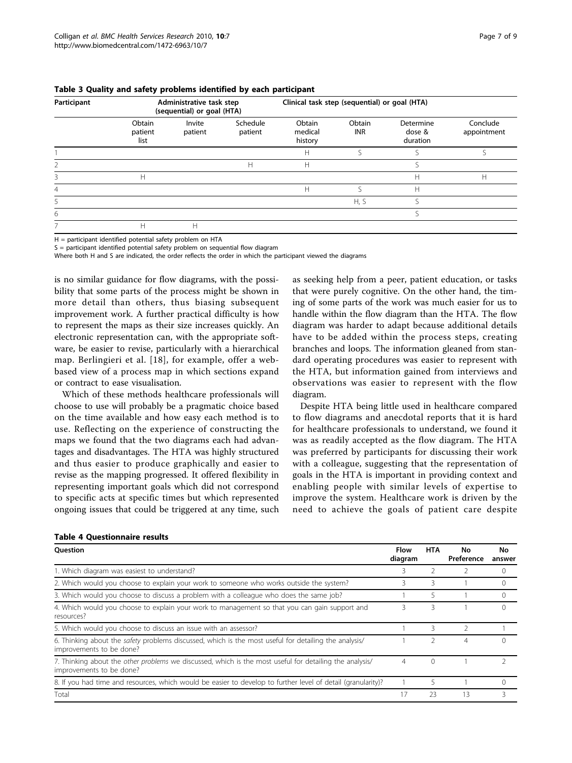**Table 3 Quality and safety problems identified by each participant**

| Participant | Administrative task step (sequential) or goal (HTA) | | | Clinical task step (sequential) or goal (HTA) | | | |
|---|---|---|---|---|---|---|---|
| | Obtain patient list | Invite patient | Schedule patient | Obtain medical history | Obtain INR | Determine dose & duration | Conclude appointment |
| 1 | | | | H | S | S | S |
| 2 | | | H | H | | S | |
| 3 | H | | | | | H | H |
| 4 | | | | H | S | H | |
| 5 | | | | | H, S | S | |
| 6 | | | | | | S | |
| 7 | H | H | | | | | |

H = participant identified potential safety problem on HTA

S = participant identified potential safety problem on sequential flow diagram

Where both H and S are indicated, the order reflects the order in which the participant viewed the diagrams

is no similar guidance for flow diagrams, with the possibility that some parts of the process might be shown in more detail than others, thus biasing subsequent improvement work. A further practical difficulty is how to represent the maps as their size increases quickly. An electronic representation can, with the appropriate software, be easier to revise, particularly with a hierarchical map. Berlingieri et al. [18], for example, offer a web-based view of a process map in which sections expand or contract to ease visualisation.

Which of these methods healthcare professionals will choose to use will probably be a pragmatic choice based on the time available and how easy each method is to use. Reflecting on the experience of constructing the maps we found that the two diagrams each had advantages and disadvantages. The HTA was highly structured and thus easier to produce graphically and easier to revise as the mapping progressed. It offered flexibility in representing important goals which did not correspond to specific acts at specific times but which represented ongoing issues that could be triggered at any time, such as seeking help from a peer, patient education, or tasks that were purely cognitive. On the other hand, the timing of some parts of the work was much easier for us to handle within the flow diagram than the HTA. The flow diagram was harder to adapt because additional details have to be added within the process steps, creating branches and loops. The information gleaned from standard operating procedures was easier to represent with the HTA, but information gained from interviews and observations was easier to represent with the flow diagram.

Despite HTA being little used in healthcare compared to flow diagrams and anecdotal reports that it is hard for healthcare professionals to understand, we found it was as readily accepted as the flow diagram. The HTA was preferred by participants for discussing their work with a colleague, suggesting that the representation of goals in the HTA is important in providing context and enabling people with similar levels of expertise to improve the system. Healthcare work is driven by the need to achieve the goals of patient care despite

**Table 4 Questionnaire results**

| Question | Flow diagram | HTA | No Preference | No answer |
|---|---|---|---|---|
| 1. Which diagram was easiest to understand? | 3 | 2 | 2 | 0 |
| 2. Which would you choose to explain your work to someone who works outside the system? | 3 | 3 | 1 | 0 |
| 3. Which would you choose to discuss a problem with a colleague who does the same job? | 1 | 5 | 1 | 0 |
| 4. Which would you choose to explain your work to management so that you can gain support and resources? | 3 | 3 | 1 | 0 |
| 5. Which would you choose to discuss an issue with an assessor? | 1 | 3 | 2 | 1 |
| 6. Thinking about the *safety* problems discussed, which is the most useful for detailing the analysis/ improvements to be done? | 1 | 2 | 4 | 0 |
| 7. Thinking about the *other problems* we discussed, which is the most useful for detailing the analysis/ improvements to be done? | 4 | 0 | 1 | 2 |
| 8. If you had time and resources, which would be easier to develop to further level of detail (granularity)? | 1 | 5 | 1 | 0 |
| Total | 17 | 23 | 13 | 3 |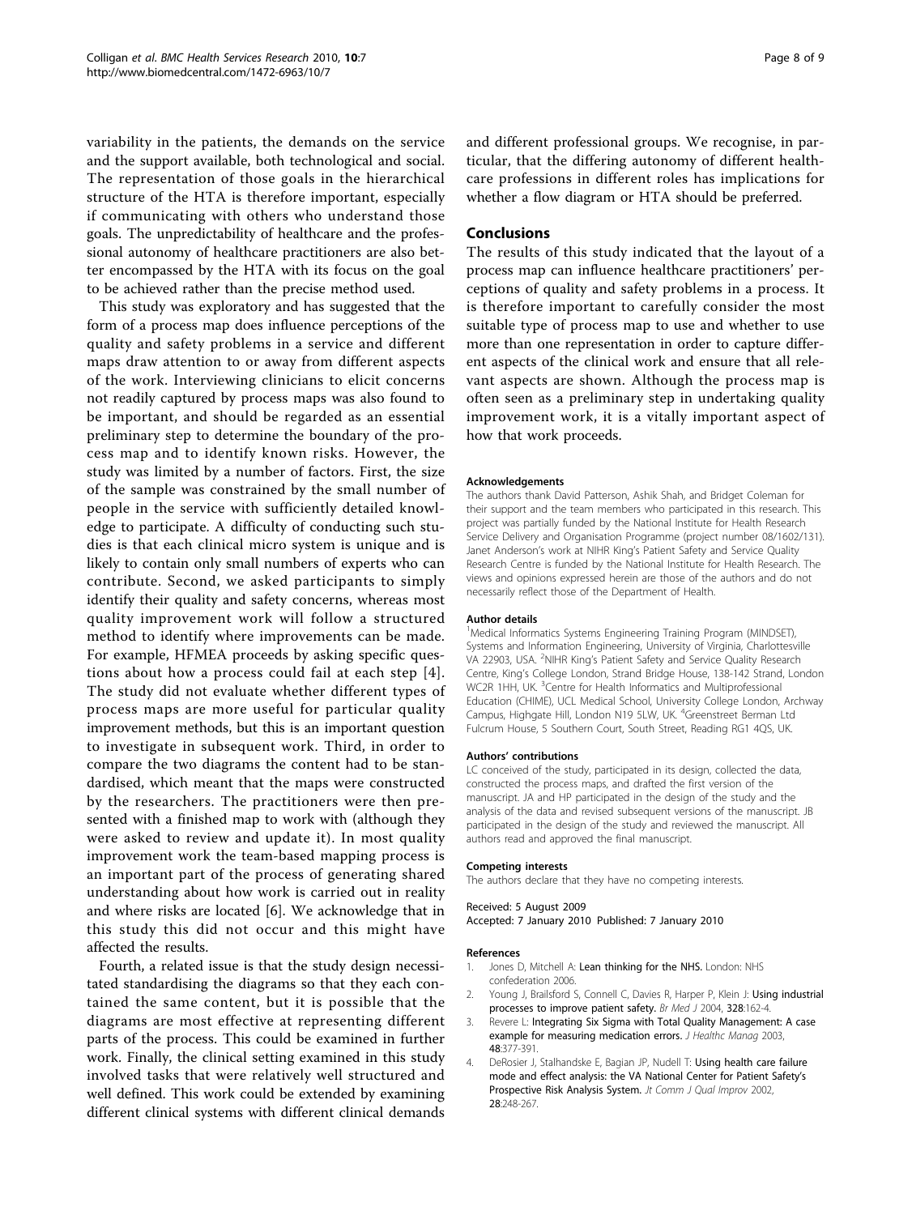variability in the patients, the demands on the service and the support available, both technological and social. The representation of those goals in the hierarchical structure of the HTA is therefore important, especially if communicating with others who understand those goals. The unpredictability of healthcare and the professional autonomy of healthcare practitioners are also better encompassed by the HTA with its focus on the goal to be achieved rather than the precise method used.

This study was exploratory and has suggested that the form of a process map does influence perceptions of the quality and safety problems in a service and different maps draw attention to or away from different aspects of the work. Interviewing clinicians to elicit concerns not readily captured by process maps was also found to be important, and should be regarded as an essential preliminary step to determine the boundary of the process map and to identify known risks. However, the study was limited by a number of factors. First, the size of the sample was constrained by the small number of people in the service with sufficiently detailed knowledge to participate. A difficulty of conducting such studies is that each clinical micro system is unique and is likely to contain only small numbers of experts who can contribute. Second, we asked participants to simply identify their quality and safety concerns, whereas most quality improvement work will follow a structured method to identify where improvements can be made. For example, HFMEA proceeds by asking specific questions about how a process could fail at each step [4]. The study did not evaluate whether different types of process maps are more useful for particular quality improvement methods, but this is an important question to investigate in subsequent work. Third, in order to compare the two diagrams the content had to be standardised, which meant that the maps were constructed by the researchers. The practitioners were then presented with a finished map to work with (although they were asked to review and update it). In most quality improvement work the team-based mapping process is an important part of the process of generating shared understanding about how work is carried out in reality and where risks are located [6]. We acknowledge that in this study this did not occur and this might have affected the results.

Fourth, a related issue is that the study design necessitated standardising the diagrams so that they each contained the same content, but it is possible that the diagrams are most effective at representing different parts of the process. This could be examined in further work. Finally, the clinical setting examined in this study involved tasks that were relatively well structured and well defined. This work could be extended by examining different clinical systems with different clinical demands and different professional groups. We recognise, in particular, that the differing autonomy of different healthcare professions in different roles has implications for whether a flow diagram or HTA should be preferred.

## Conclusions

The results of this study indicated that the layout of a process map can influence healthcare practitioners' perceptions of quality and safety problems in a process. It is therefore important to carefully consider the most suitable type of process map to use and whether to use more than one representation in order to capture different aspects of the clinical work and ensure that all relevant aspects are shown. Although the process map is often seen as a preliminary step in undertaking quality improvement work, it is a vitally important aspect of how that work proceeds.

#### Acknowledgements

The authors thank David Patterson, Ashik Shah, and Bridget Coleman for their support and the team members who participated in this research. This project was partially funded by the National Institute for Health Research Service Delivery and Organisation Programme (project number 08/1602/131). Janet Anderson's work at NIHR King's Patient Safety and Service Quality Research Centre is funded by the National Institute for Health Research. The views and opinions expressed herein are those of the authors and do not necessarily reflect those of the Department of Health.

#### Author details

[1]Medical Informatics Systems Engineering Training Program (MINDSET), Systems and Information Engineering, University of Virginia, Charlottesville VA 22903, USA. [2]NIHR King's Patient Safety and Service Quality Research Centre, King's College London, Strand Bridge House, 138-142 Strand, London WC2R 1HH, UK. [3]Centre for Health Informatics and Multiprofessional Education (CHIME), UCL Medical School, University College London, Archway Campus, Highgate Hill, London N19 5LW, UK. [4]Greenstreet Berman Ltd Fulcrum House, 5 Southern Court, South Street, Reading RG1 4QS, UK.

#### Authors' contributions

LC conceived of the study, participated in its design, collected the data, constructed the process maps, and drafted the first version of the manuscript. JA and HP participated in the design of the study and the analysis of the data and revised subsequent versions of the manuscript. JB participated in the design of the study and reviewed the manuscript. All authors read and approved the final manuscript.

#### Competing interests

The authors declare that they have no competing interests.

Received: 5 August 2009
Accepted: 7 January 2010 Published: 7 January 2010

#### References

1. Jones D, Mitchell A: **Lean thinking for the NHS.** London: NHS confederation 2006.
2. Young J, Brailsford S, Connell C, Davies R, Harper P, Klein J: **Using industrial processes to improve patient safety.** *Br Med J* 2004, **328**:162-4.
3. Revere L: **Integrating Six Sigma with Total Quality Management: A case example for measuring medication errors.** *J Healthc Manag* 2003, **48**:377-391.
4. DeRosier J, Stalhandske E, Bagian JP, Nudell T: **Using health care failure mode and effect analysis: the VA National Center for Patient Safety's Prospective Risk Analysis System.** *Jt Comm J Qual Improv* 2002, **28**:248-267.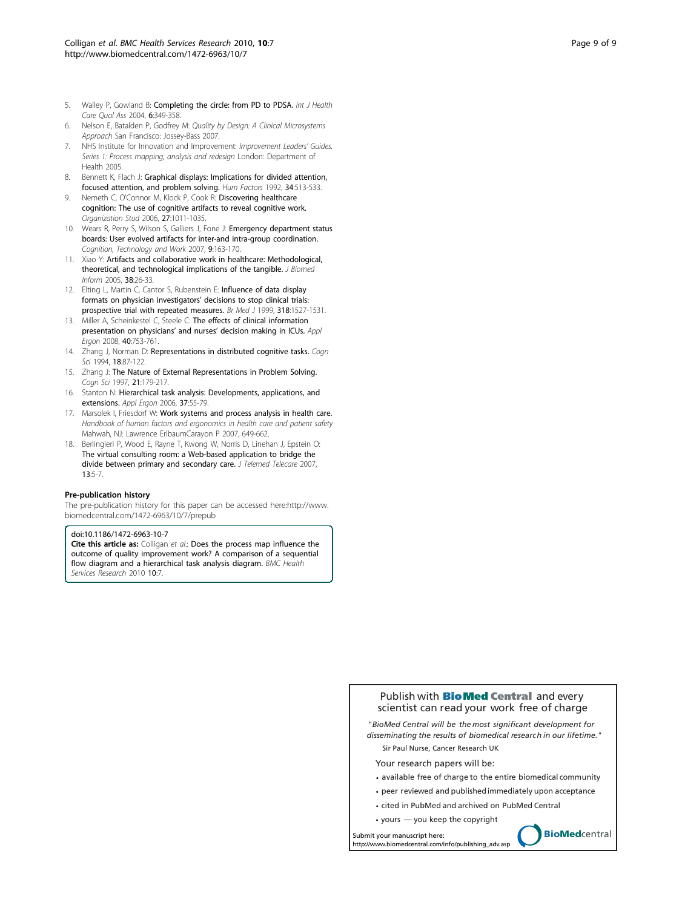5. Walley P, Gowland B: Completing the circle: from PD to PDSA. *Int J Health Care Qual Ass* 2004, **6**:349-358.
6. Nelson E, Batalden P, Godfrey M: *Quality by Design: A Clinical Microsystems Approach* San Francisco: Jossey-Bass 2007.
7. NHS Institute for Innovation and Improvement: *Improvement Leaders' Guides. Series 1: Process mapping, analysis and redesign* London: Department of Health 2005.
8. Bennett K, Flach J: Graphical displays: Implications for divided attention, focused attention, and problem solving. *Hum Factors* 1992, **34**:513-533.
9. Nemeth C, O'Connor M, Klock P, Cook R: Discovering healthcare cognition: The use of cognitive artifacts to reveal cognitive work. *Organization Stud* 2006, **27**:1011-1035.
10. Wears R, Perry S, Wilson S, Galliers J, Fone J: Emergency department status boards: User evolved artifacts for inter-and intra-group coordination. *Cognition, Technology and Work* 2007, **9**:163-170.
11. Xiao Y: Artifacts and collaborative work in healthcare: Methodological, theoretical, and technological implications of the tangible. *J Biomed Inform* 2005, **38**:26-33.
12. Elting L, Martin C, Cantor S, Rubenstein E: Influence of data display formats on physician investigators' decisions to stop clinical trials: prospective trial with repeated measures. *Br Med J* 1999, **318**:1527-1531.
13. Miller A, Scheinkestel C, Steele C: The effects of clinical information presentation on physicians' and nurses' decision making in ICUs. *Appl Ergon* 2008, **40**:753-761.
14. Zhang J, Norman D: Representations in distributed cognitive tasks. *Cogn Sci* 1994, **18**:87-122.
15. Zhang J: The Nature of External Representations in Problem Solving. *Cogn Sci* 1997, **21**:179-217.
16. Stanton N: Hierarchical task analysis: Developments, applications, and extensions. *Appl Ergon* 2006, **37**:55-79.
17. Marsolek I, Friesdorf W: Work systems and process analysis in health care. *Handbook of human factors and ergonomics in health care and patient safety* Mahwah, NJ: Lawrence ErlbaumCarayon P 2007, 649-662.
18. Berlingieri P, Wood E, Rayne T, Kwong W, Norris D, Linehan J, Epstein O: The virtual consulting room: a Web-based application to bridge the divide between primary and secondary care. *J Telemed Telecare* 2007, **13**:5-7.

#### Pre-publication history

The pre-publication history for this paper can be accessed here:http://www.biomedcentral.com/1472-6963/10/7/prepub

doi:10.1186/1472-6963-10-7

**Cite this article as:** Colligan *et al.*: Does the process map influence the outcome of quality improvement work? A comparison of a sequential flow diagram and a hierarchical task analysis diagram. *BMC Health Services Research* 2010 **10**:7.

Publish with **BioMed Central** and every scientist can read your work free of charge

*"BioMed Central will be the most significant development for disseminating the results of biomedical research in our lifetime."*

Sir Paul Nurse, Cancer Research UK

Your research papers will be:

- available free of charge to the entire biomedical community
- peer reviewed and published immediately upon acceptance
- cited in PubMed and archived on PubMed Central
- yours — you keep the copyright

Submit your manuscript here:
http://www.biomedcentral.com/info/publishing_adv.asp

**BioMed**central